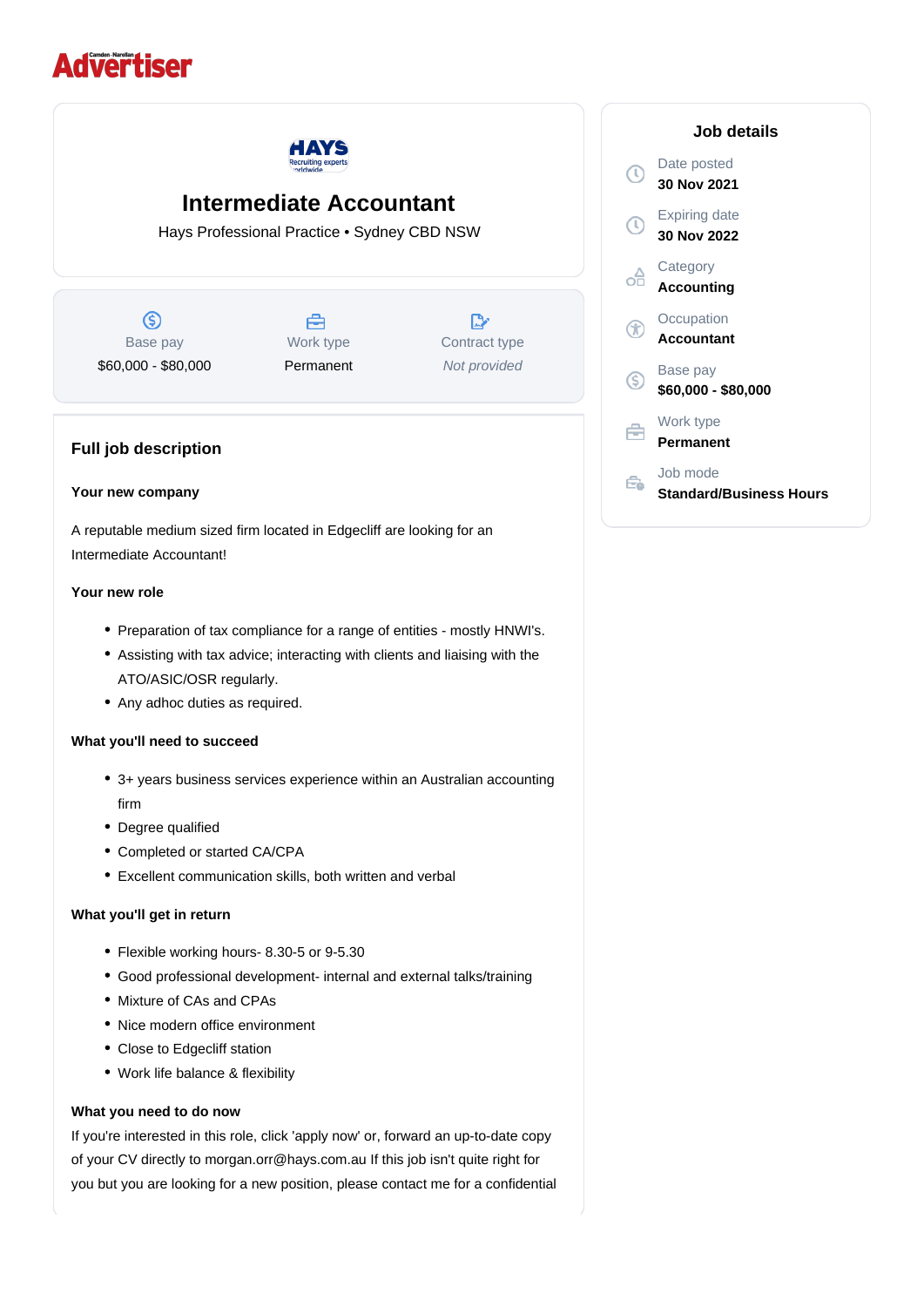# Intermediate Accountant

Hays Professional Practice • Sydney CBD NSW

| Base pay | Work type | Contract type |
| --- | --- | --- |
| $60,000 - $80,000 | Permanent | *Not provided* |

## Job details

Date posted
**30 Nov 2021**

Expiring date
**30 Nov 2022**

Category
**Accounting**

Occupation
**Accountant**

Base pay
**$60,000 - $80,000**

Work type
**Permanent**

Job mode
**Standard/Business Hours**

## Full job description

**Your new company**

A reputable medium sized firm located in Edgecliff are looking for an Intermediate Accountant!

**Your new role**

- Preparation of tax compliance for a range of entities - mostly HNWI's.
- Assisting with tax advice; interacting with clients and liaising with the ATO/ASIC/OSR regularly.
- Any adhoc duties as required.

**What you'll need to succeed**

- 3+ years business services experience within an Australian accounting firm
- Degree qualified
- Completed or started CA/CPA
- Excellent communication skills, both written and verbal

**What you'll get in return**

- Flexible working hours- 8.30-5 or 9-5.30
- Good professional development- internal and external talks/training
- Mixture of CAs and CPAs
- Nice modern office environment
- Close to Edgecliff station
- Work life balance & flexibility

**What you need to do now**

If you're interested in this role, click 'apply now' or, forward an up-to-date copy of your CV directly to morgan.orr@hays.com.au If this job isn't quite right for you but you are looking for a new position, please contact me for a confidential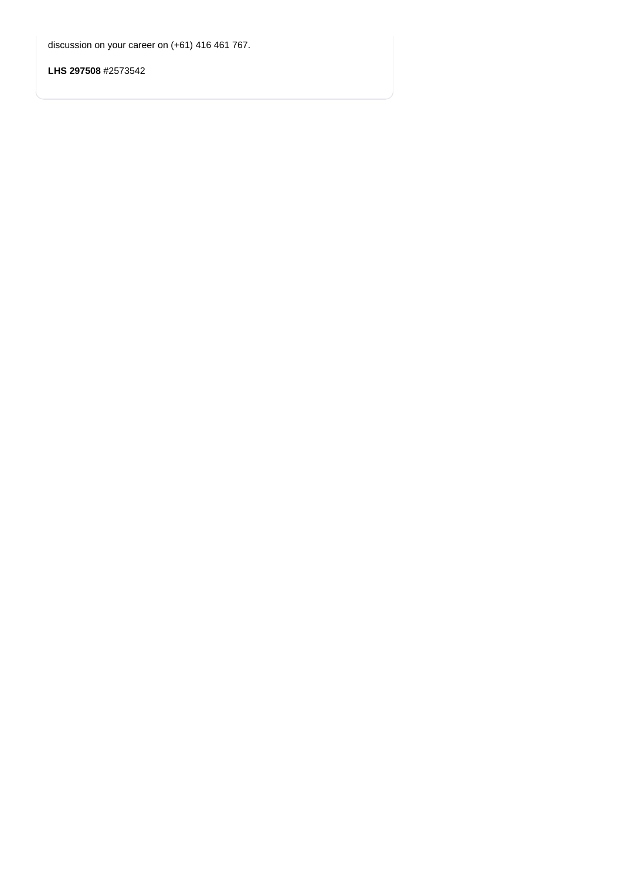discussion on your career on (+61) 416 461 767.

**LHS 297508** #2573542